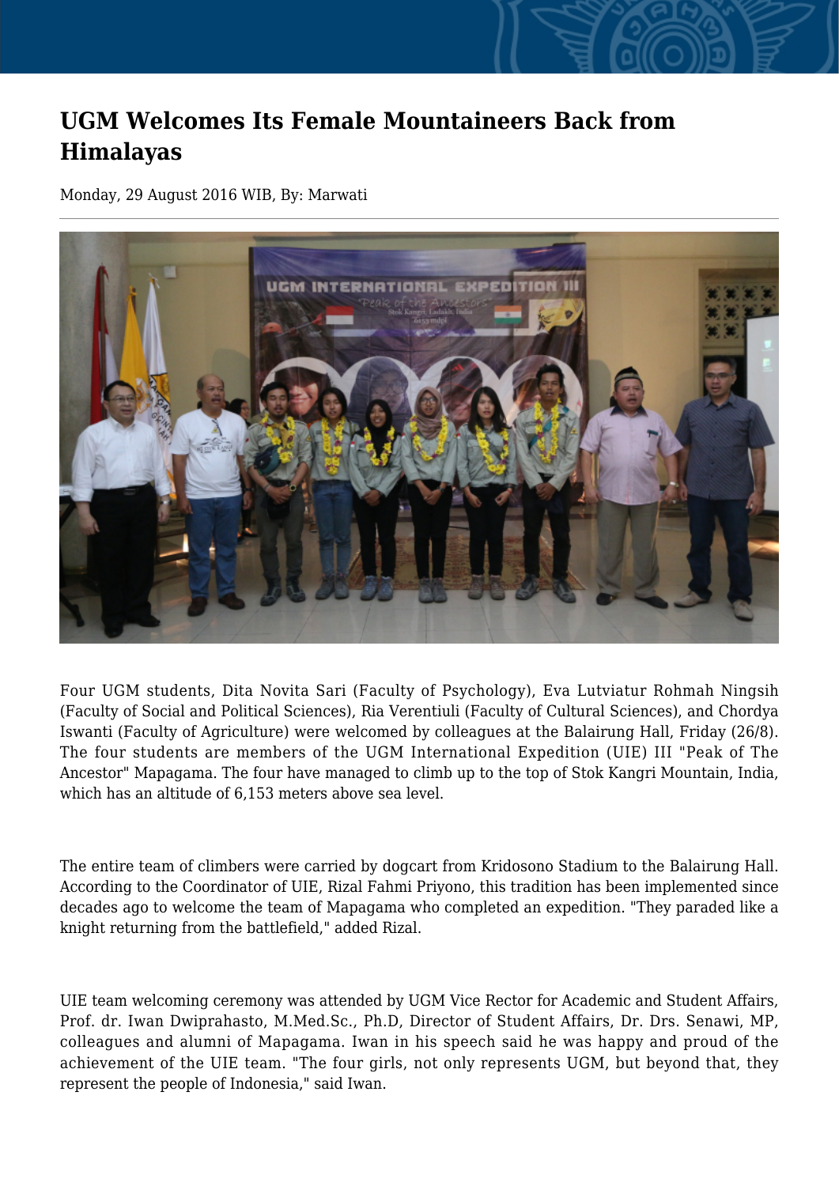# UGM Welcomes Its Female Mountaineers Back from Himalayas

Monday, 29 August 2016 WIB, By: Marwati

Four UGM students, Dita Novita Sari (Faculty of Psychology), Eva Lutviatur Rohmah Ningsih (Faculty of Social and Political Sciences), Ria Verentiuli (Faculty of Cultural Sciences), and Chordya Iswanti (Faculty of Agriculture) were welcomed by colleagues at the Balairung Hall, Friday (26/8). The four students are members of the UGM International Expedition (UIE) III "Peak of The Ancestor" Mapagama. The four have managed to climb up to the top of Stok Kangri Mountain, India, which has an altitude of 6,153 meters above sea level.

The entire team of climbers were carried by dogcart from Kridosono Stadium to the Balairung Hall. According to the Coordinator of UIE, Rizal Fahmi Priyono, this tradition has been implemented since decades ago to welcome the team of Mapagama who completed an expedition. "They paraded like a knight returning from the battlefield," added Rizal.

UIE team welcoming ceremony was attended by UGM Vice Rector for Academic and Student Affairs, Prof. dr. Iwan Dwiprahasto, M.Med.Sc., Ph.D, Director of Student Affairs, Dr. Drs. Senawi, MP, colleagues and alumni of Mapagama. Iwan in his speech said he was happy and proud of the achievement of the UIE team. "The four girls, not only represents UGM, but beyond that, they represent the people of Indonesia," said Iwan.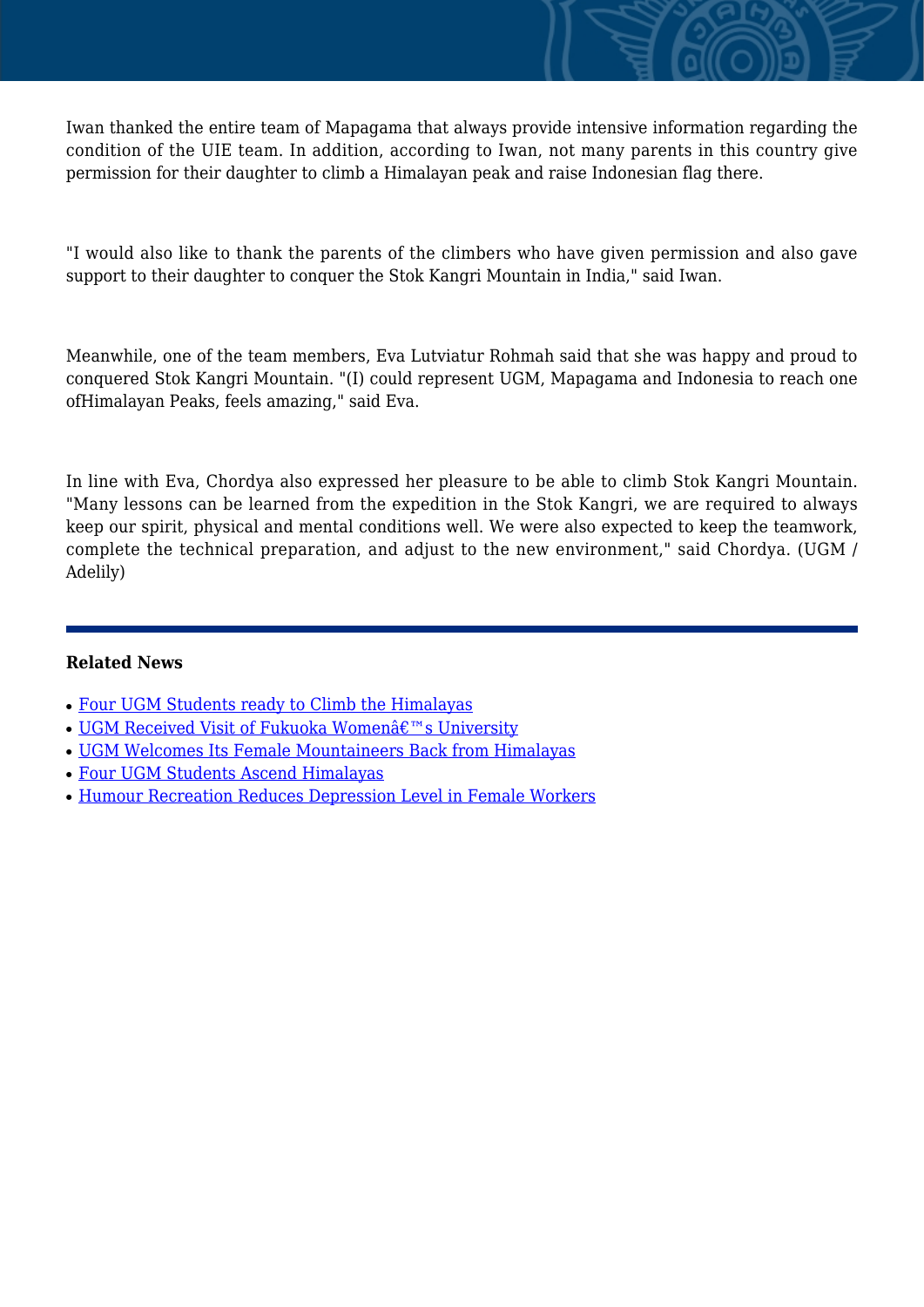Iwan thanked the entire team of Mapagama that always provide intensive information regarding the condition of the UIE team. In addition, according to Iwan, not many parents in this country give permission for their daughter to climb a Himalayan peak and raise Indonesian flag there.

"I would also like to thank the parents of the climbers who have given permission and also gave support to their daughter to conquer the Stok Kangri Mountain in India," said Iwan.

Meanwhile, one of the team members, Eva Lutviatur Rohmah said that she was happy and proud to conquered Stok Kangri Mountain. "(I) could represent UGM, Mapagama and Indonesia to reach one ofHimalayan Peaks, feels amazing," said Eva.

In line with Eva, Chordya also expressed her pleasure to be able to climb Stok Kangri Mountain. "Many lessons can be learned from the expedition in the Stok Kangri, we are required to always keep our spirit, physical and mental conditions well. We were also expected to keep the teamwork, complete the technical preparation, and adjust to the new environment," said Chordya. (UGM / Adelily)

---

**Related News**

- Four UGM Students ready to Climb the Himalayas
- UGM Received Visit of Fukuoka Womenâ€™s University
- UGM Welcomes Its Female Mountaineers Back from Himalayas
- Four UGM Students Ascend Himalayas
- Humour Recreation Reduces Depression Level in Female Workers